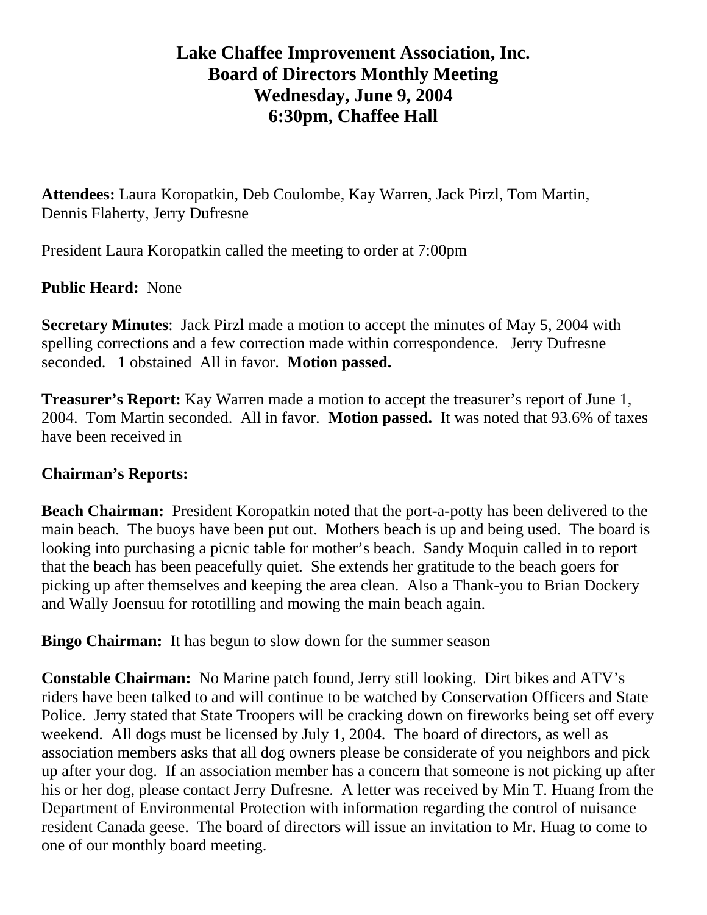# Lake Chaffee Improvement Association, Inc.
## Board of Directors Monthly Meeting
## Wednesday, June 9, 2004
## 6:30pm, Chaffee Hall

**Attendees:** Laura Koropatkin, Deb Coulombe, Kay Warren, Jack Pirzl, Tom Martin, Dennis Flaherty, Jerry Dufresne

President Laura Koropatkin called the meeting to order at 7:00pm

**Public Heard:** None

**Secretary Minutes**: Jack Pirzl made a motion to accept the minutes of May 5, 2004 with spelling corrections and a few correction made within correspondence. Jerry Dufresne seconded. 1 obstained All in favor. **Motion passed.**

**Treasurer's Report:** Kay Warren made a motion to accept the treasurer's report of June 1, 2004. Tom Martin seconded. All in favor. **Motion passed.** It was noted that 93.6% of taxes have been received in

**Chairman's Reports:**

**Beach Chairman:** President Koropatkin noted that the port-a-potty has been delivered to the main beach. The buoys have been put out. Mothers beach is up and being used. The board is looking into purchasing a picnic table for mother's beach. Sandy Moquin called in to report that the beach has been peacefully quiet. She extends her gratitude to the beach goers for picking up after themselves and keeping the area clean. Also a Thank-you to Brian Dockery and Wally Joensuu for rototilling and mowing the main beach again.

**Bingo Chairman:** It has begun to slow down for the summer season

**Constable Chairman:** No Marine patch found, Jerry still looking. Dirt bikes and ATV's riders have been talked to and will continue to be watched by Conservation Officers and State Police. Jerry stated that State Troopers will be cracking down on fireworks being set off every weekend. All dogs must be licensed by July 1, 2004. The board of directors, as well as association members asks that all dog owners please be considerate of you neighbors and pick up after your dog. If an association member has a concern that someone is not picking up after his or her dog, please contact Jerry Dufresne. A letter was received by Min T. Huang from the Department of Environmental Protection with information regarding the control of nuisance resident Canada geese. The board of directors will issue an invitation to Mr. Huag to come to one of our monthly board meeting.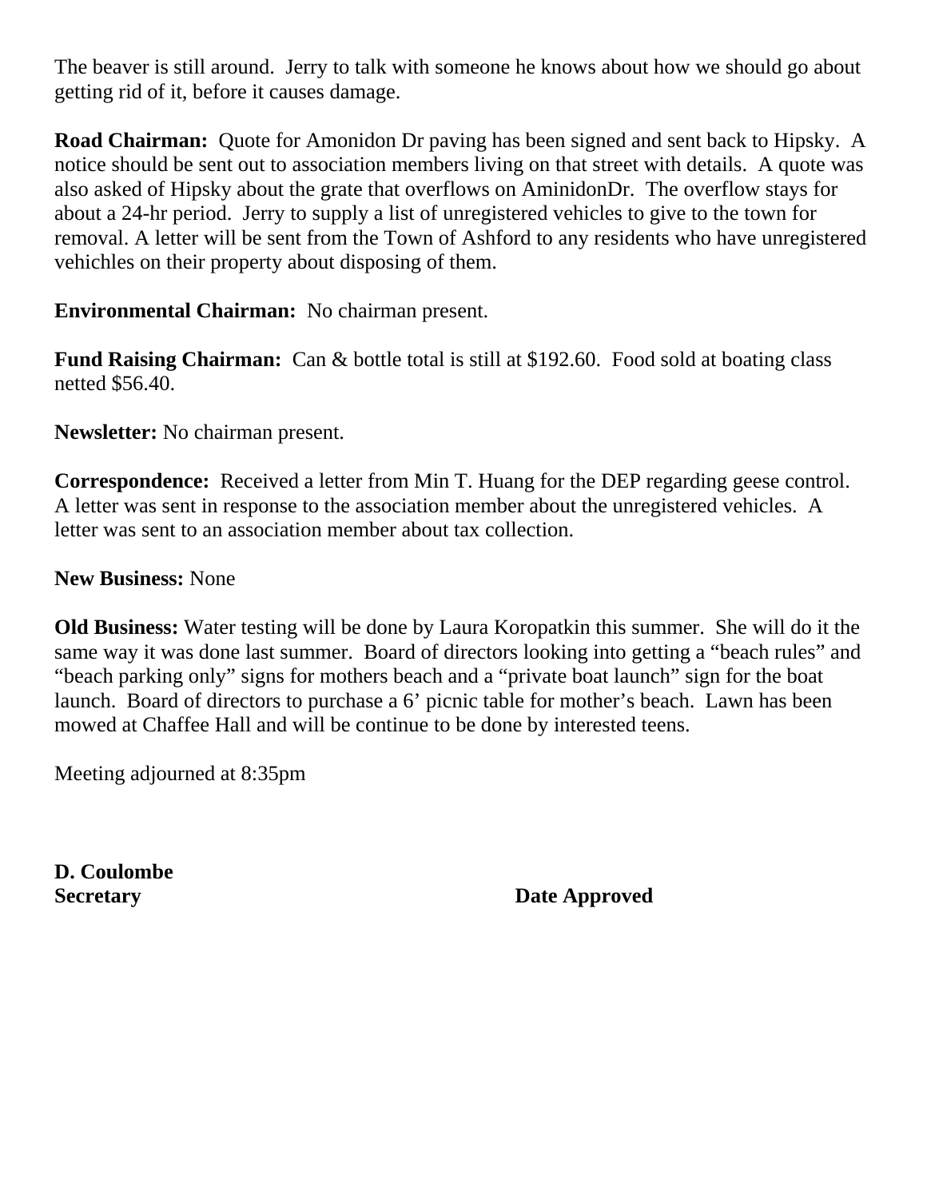The beaver is still around. Jerry to talk with someone he knows about how we should go about getting rid of it, before it causes damage.

**Road Chairman:** Quote for Amonidon Dr paving has been signed and sent back to Hipsky. A notice should be sent out to association members living on that street with details. A quote was also asked of Hipsky about the grate that overflows on AminidonDr. The overflow stays for about a 24-hr period. Jerry to supply a list of unregistered vehicles to give to the town for removal. A letter will be sent from the Town of Ashford to any residents who have unregistered vehichles on their property about disposing of them.

**Environmental Chairman:** No chairman present.

**Fund Raising Chairman:** Can & bottle total is still at $192.60. Food sold at boating class netted $56.40.

**Newsletter:** No chairman present.

**Correspondence:** Received a letter from Min T. Huang for the DEP regarding geese control. A letter was sent in response to the association member about the unregistered vehicles. A letter was sent to an association member about tax collection.

**New Business:** None

**Old Business:** Water testing will be done by Laura Koropatkin this summer. She will do it the same way it was done last summer. Board of directors looking into getting a "beach rules" and "beach parking only" signs for mothers beach and a "private boat launch" sign for the boat launch. Board of directors to purchase a 6' picnic table for mother's beach. Lawn has been mowed at Chaffee Hall and will be continue to be done by interested teens.

Meeting adjourned at 8:35pm

**D. Coulombe**
**Secretary** **Date Approved**